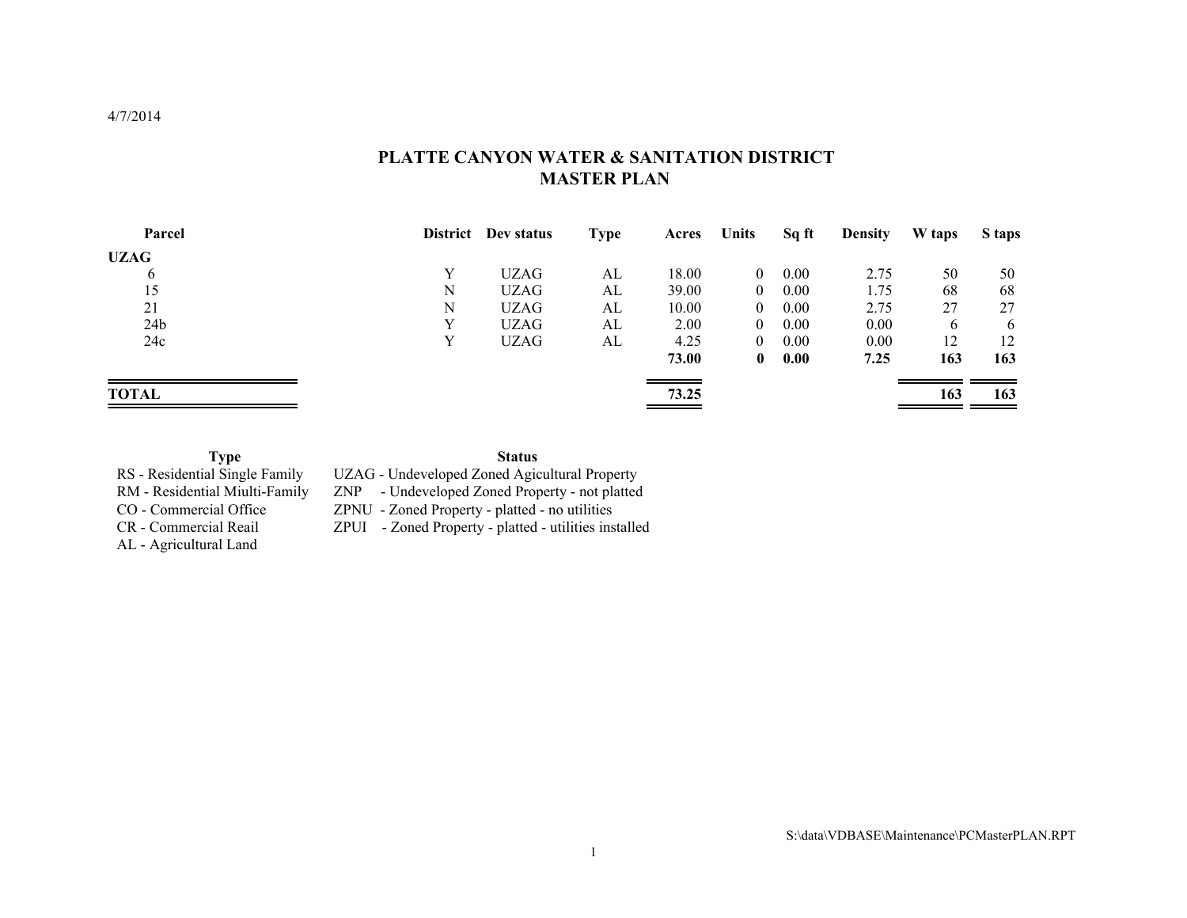4/7/2014

# PLATTE CANYON WATER & SANITATION DISTRICT
## MASTER PLAN

| Parcel | District | Dev status | Type | Acres | Units | Sq ft | Density | W taps | S taps |
|---|---|---|---|---|---|---|---|---|---|
| **UZAG** | | | | | | | | | |
| 6 | Y | UZAG | AL | 18.00 | 0 | 0.00 | 2.75 | 50 | 50 |
| 15 | N | UZAG | AL | 39.00 | 0 | 0.00 | 1.75 | 68 | 68 |
| 21 | N | UZAG | AL | 10.00 | 0 | 0.00 | 2.75 | 27 | 27 |
| 24b | Y | UZAG | AL | 2.00 | 0 | 0.00 | 0.00 | 6 | 6 |
| 24c | Y | UZAG | AL | 4.25 | 0 | 0.00 | 0.00 | 12 | 12 |
| | | | | **73.00** | **0** | **0.00** | **7.25** | **163** | **163** |
| **TOTAL** | | | | **73.25** | | | | **163** | **163** |

| Type | Status |
|---|---|
| RS - Residential Single Family | UZAG - Undeveloped Zoned Agricultural Property |
| RM - Residential Miulti-Family | ZNP - Undeveloped Zoned Property - not platted |
| CO - Commercial Office | ZPNU - Zoned Property - platted - no utilities |
| CR - Commercial Reail | ZPUI - Zoned Property - platted - utilities installed |
| AL - Agricultural Land | |

S:\data\VDBASE\Maintenance\PCMasterPLAN.RPT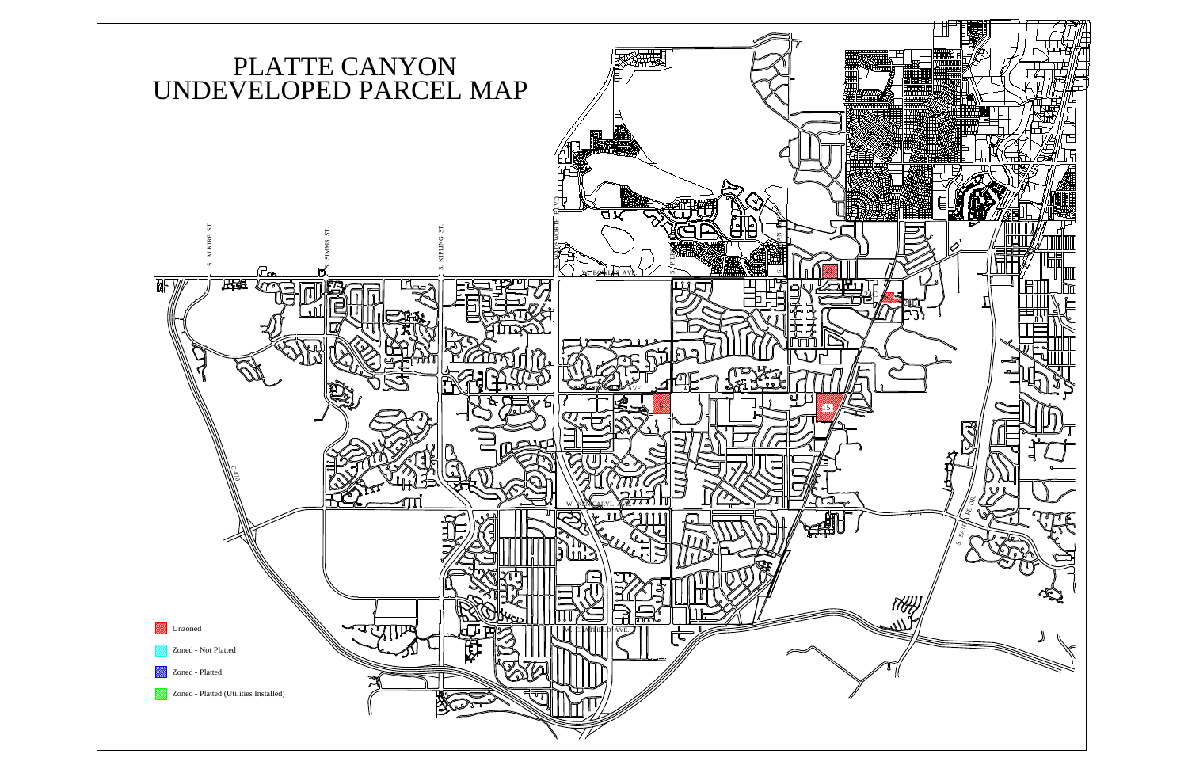# PLATTE CANYON UNDEVELOPED PARCEL MAP

S. ALKIRE ST.

S. SIMMS ST.

S. KIPLING ST.

W. BOWLES AVE.

W. KEN CARYL AVE.

S. SANTA FE DR.

C-470

21

6

15

Unzoned

Zoned - Not Platted

Zoned - Platted

Zoned - Platted (Utilities Installed)